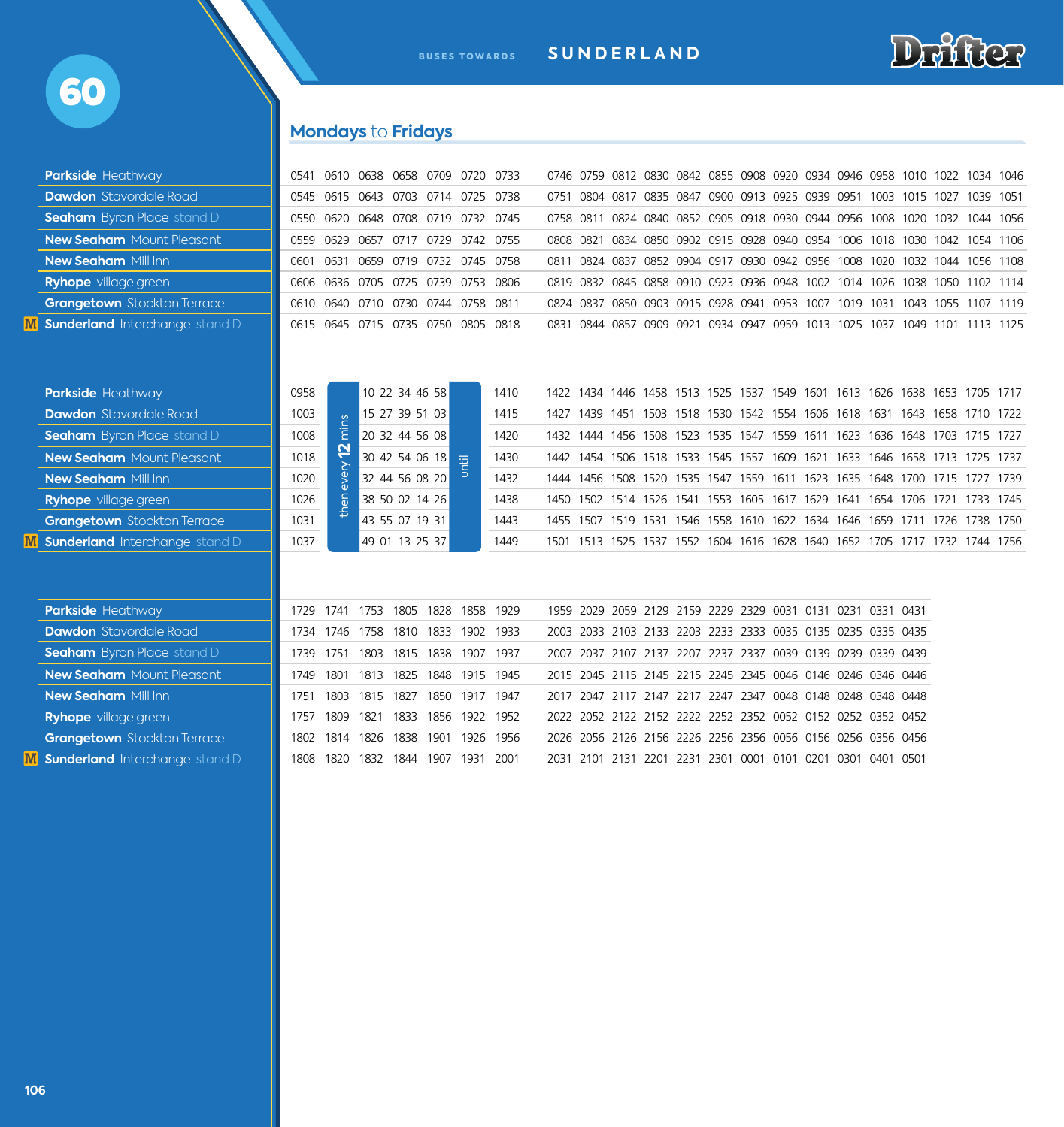# 60

BUSES TOWARDS **SUNDERLAND**

Drifter

## Mondays to Fridays

| Stop | | | | | | | | | | | | | | | | | | | |
|---|---|---|---|---|---|---|---|---|---|---|---|---|---|---|---|---|---|---|---|
| **Parkside** Heathway | 0541 | 0610 | 0638 | 0658 | 0709 | 0720 | 0733 | 0746 | 0759 | 0812 | 0830 | 0842 | 0855 | 0908 | 0920 | 0934 | 0946 | 0958 | 1010 | 1022 | 1034 | 1046 |
| **Dawdon** Stavordale Road | 0545 | 0615 | 0643 | 0703 | 0714 | 0725 | 0738 | 0751 | 0804 | 0817 | 0835 | 0847 | 0900 | 0913 | 0925 | 0939 | 0951 | 1003 | 1015 | 1027 | 1039 | 1051 |
| **Seaham** Byron Place stand D | 0550 | 0620 | 0648 | 0708 | 0719 | 0732 | 0745 | 0758 | 0811 | 0824 | 0840 | 0852 | 0905 | 0918 | 0930 | 0944 | 0956 | 1008 | 1020 | 1032 | 1044 | 1056 |
| **New Seaham** Mount Pleasant | 0559 | 0629 | 0657 | 0717 | 0729 | 0742 | 0755 | 0808 | 0821 | 0834 | 0850 | 0902 | 0915 | 0928 | 0940 | 0954 | 1006 | 1018 | 1030 | 1042 | 1054 | 1106 |
| **New Seaham** Mill Inn | 0601 | 0631 | 0659 | 0719 | 0732 | 0745 | 0758 | 0811 | 0824 | 0837 | 0852 | 0904 | 0917 | 0930 | 0942 | 0956 | 1008 | 1020 | 1032 | 1044 | 1056 | 1108 |
| **Ryhope** village green | 0606 | 0636 | 0705 | 0725 | 0739 | 0753 | 0806 | 0819 | 0832 | 0845 | 0858 | 0910 | 0923 | 0936 | 0948 | 1002 | 1014 | 1026 | 1038 | 1050 | 1102 | 1114 |
| **Grangetown** Stockton Terrace | 0610 | 0640 | 0710 | 0730 | 0744 | 0758 | 0811 | 0824 | 0837 | 0850 | 0903 | 0915 | 0928 | 0941 | 0953 | 1007 | 1019 | 1031 | 1043 | 1055 | 1107 | 1119 |
| **Sunderland** Interchange stand D | 0615 | 0645 | 0715 | 0735 | 0750 | 0805 | 0818 | 0831 | 0844 | 0857 | 0909 | 0921 | 0934 | 0947 | 0959 | 1013 | 1025 | 1037 | 1049 | 1101 | 1113 | 1125 |

| Stop | | | | | | | | | | | | | | | | | | | | | | |
|---|---|---|---|---|---|---|---|---|---|---|---|---|---|---|---|---|---|---|---|---|---|---|
| **Parkside** Heathway | 0958 | then every 12 mins | 10 22 34 46 58 | until | 1410 | 1422 | 1434 | 1446 | 1458 | 1513 | 1525 | 1537 | 1549 | 1601 | 1613 | 1626 | 1638 | 1653 | 1705 | 1717 |
| **Dawdon** Stavordale Road | 1003 | | 15 27 39 51 03 | | 1415 | 1427 | 1439 | 1451 | 1503 | 1518 | 1530 | 1542 | 1554 | 1606 | 1618 | 1631 | 1643 | 1658 | 1710 | 1722 |
| **Seaham** Byron Place stand D | 1008 | | 20 32 44 56 08 | | 1420 | 1432 | 1444 | 1456 | 1508 | 1523 | 1535 | 1547 | 1559 | 1611 | 1623 | 1636 | 1648 | 1703 | 1715 | 1727 |
| **New Seaham** Mount Pleasant | 1018 | | 30 42 54 06 18 | | 1430 | 1442 | 1454 | 1506 | 1518 | 1533 | 1545 | 1557 | 1609 | 1621 | 1633 | 1646 | 1658 | 1713 | 1725 | 1737 |
| **New Seaham** Mill Inn | 1020 | | 32 44 56 08 20 | | 1432 | 1444 | 1456 | 1508 | 1520 | 1535 | 1547 | 1559 | 1611 | 1623 | 1635 | 1648 | 1700 | 1715 | 1727 | 1739 |
| **Ryhope** village green | 1026 | | 38 50 02 14 26 | | 1438 | 1450 | 1502 | 1514 | 1526 | 1541 | 1553 | 1605 | 1617 | 1629 | 1641 | 1654 | 1706 | 1721 | 1733 | 1745 |
| **Grangetown** Stockton Terrace | 1031 | | 43 55 07 19 31 | | 1443 | 1455 | 1507 | 1519 | 1531 | 1546 | 1558 | 1610 | 1622 | 1634 | 1646 | 1659 | 1711 | 1726 | 1738 | 1750 |
| **Sunderland** Interchange stand D | 1037 | | 49 01 13 25 37 | | 1449 | 1501 | 1513 | 1525 | 1537 | 1552 | 1604 | 1616 | 1628 | 1640 | 1652 | 1705 | 1717 | 1732 | 1744 | 1756 |

| Stop | | | | | | | | | | | | | | | | | | |
|---|---|---|---|---|---|---|---|---|---|---|---|---|---|---|---|---|---|---|
| **Parkside** Heathway | 1729 | 1741 | 1753 | 1805 | 1828 | 1858 | 1929 | 1959 | 2029 | 2059 | 2129 | 2159 | 2229 | 2329 | 0031 | 0131 | 0231 | 0331 | 0431 |
| **Dawdon** Stavordale Road | 1734 | 1746 | 1758 | 1810 | 1833 | 1902 | 1933 | 2003 | 2033 | 2103 | 2133 | 2203 | 2233 | 2333 | 0035 | 0135 | 0235 | 0335 | 0435 |
| **Seaham** Byron Place stand D | 1739 | 1751 | 1803 | 1815 | 1838 | 1907 | 1937 | 2007 | 2037 | 2107 | 2137 | 2207 | 2237 | 2337 | 0039 | 0139 | 0239 | 0339 | 0439 |
| **New Seaham** Mount Pleasant | 1749 | 1801 | 1813 | 1825 | 1848 | 1915 | 1945 | 2015 | 2045 | 2115 | 2145 | 2215 | 2245 | 2345 | 0046 | 0146 | 0246 | 0346 | 0446 |
| **New Seaham** Mill Inn | 1751 | 1803 | 1815 | 1827 | 1850 | 1917 | 1947 | 2017 | 2047 | 2117 | 2147 | 2217 | 2247 | 2347 | 0048 | 0148 | 0248 | 0348 | 0448 |
| **Ryhope** village green | 1757 | 1809 | 1821 | 1833 | 1856 | 1922 | 1952 | 2022 | 2052 | 2122 | 2152 | 2222 | 2252 | 2352 | 0052 | 0152 | 0252 | 0352 | 0452 |
| **Grangetown** Stockton Terrace | 1802 | 1814 | 1826 | 1838 | 1901 | 1926 | 1956 | 2026 | 2056 | 2126 | 2156 | 2226 | 2256 | 2356 | 0056 | 0156 | 0256 | 0356 | 0456 |
| **Sunderland** Interchange stand D | 1808 | 1820 | 1832 | 1844 | 1907 | 1931 | 2001 | 2031 | 2101 | 2131 | 2201 | 2231 | 2301 | 0001 | 0101 | 0201 | 0301 | 0401 | 0501 |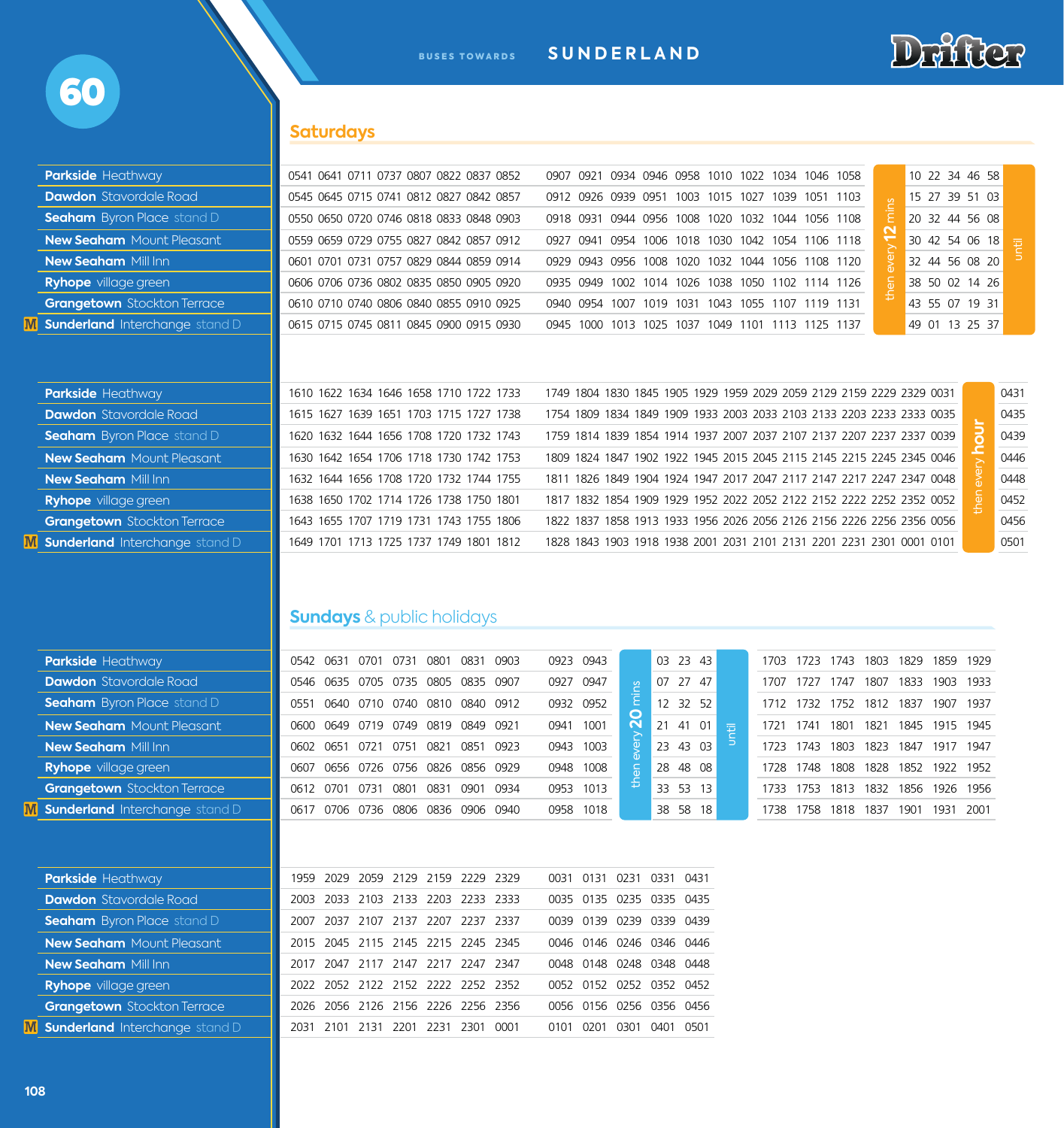# 60

BUSES TOWARDS **SUNDERLAND**

Drifter

## Saturdays

| Stop | | | | | | | | | | | | | | | | | | | | | | | | | |
|---|---|---|---|---|---|---|---|---|---|---|---|---|---|---|---|---|---|---|---|---|---|---|---|---|---|
| **Parkside** Heathway | 0541 | 0641 | 0711 | 0737 | 0807 | 0822 | 0837 | 0852 | 0907 | 0921 | 0934 | 0946 | 0958 | 1010 | 1022 | 1034 | 1046 | 1058 | then every 12 mins | 10 | 22 | 34 | 46 | 58 | until |
| **Dawdon** Stavordale Road | 0545 | 0645 | 0715 | 0741 | 0812 | 0827 | 0842 | 0857 | 0912 | 0926 | 0939 | 0951 | 1003 | 1015 | 1027 | 1039 | 1051 | 1103 | | 15 | 27 | 39 | 51 | 03 | |
| **Seaham** Byron Place stand D | 0550 | 0650 | 0720 | 0746 | 0818 | 0833 | 0848 | 0903 | 0918 | 0931 | 0944 | 0956 | 1008 | 1020 | 1032 | 1044 | 1056 | 1108 | | 20 | 32 | 44 | 56 | 08 | |
| **New Seaham** Mount Pleasant | 0559 | 0659 | 0729 | 0755 | 0827 | 0842 | 0857 | 0912 | 0927 | 0941 | 0954 | 1006 | 1018 | 1030 | 1042 | 1054 | 1106 | 1118 | | 30 | 42 | 54 | 06 | 18 | |
| **New Seaham** Mill Inn | 0601 | 0701 | 0731 | 0757 | 0829 | 0844 | 0859 | 0914 | 0929 | 0943 | 0956 | 1008 | 1020 | 1032 | 1044 | 1056 | 1108 | 1120 | | 32 | 44 | 56 | 08 | 20 | |
| **Ryhope** village green | 0606 | 0706 | 0736 | 0802 | 0835 | 0850 | 0905 | 0920 | 0935 | 0949 | 1002 | 1014 | 1026 | 1038 | 1050 | 1102 | 1114 | 1126 | | 38 | 50 | 02 | 14 | 26 | |
| **Grangetown** Stockton Terrace | 0610 | 0710 | 0740 | 0806 | 0840 | 0855 | 0910 | 0925 | 0940 | 0954 | 1007 | 1019 | 1031 | 1043 | 1055 | 1107 | 1119 | 1131 | | 43 | 55 | 07 | 19 | 31 | |
| M **Sunderland** Interchange stand D | 0615 | 0715 | 0745 | 0811 | 0845 | 0900 | 0915 | 0930 | 0945 | 1000 | 1013 | 1025 | 1037 | 1049 | 1101 | 1113 | 1125 | 1137 | | 49 | 01 | 13 | 25 | 37 | |

| Stop | | | | | | | | | | | | | | | | | | | | | | |
|---|---|---|---|---|---|---|---|---|---|---|---|---|---|---|---|---|---|---|---|---|---|---|
| **Parkside** Heathway | 1610 | 1622 | 1634 | 1646 | 1658 | 1710 | 1722 | 1733 | 1749 | 1804 | 1830 | 1845 | 1905 | 1929 | 1959 | 2029 | 2059 | 2129 | 2159 | 2229 | 2329 | 0031 | then every hour | 0431 |
| **Dawdon** Stavordale Road | 1615 | 1627 | 1639 | 1651 | 1703 | 1715 | 1727 | 1738 | 1754 | 1809 | 1834 | 1849 | 1909 | 1933 | 2003 | 2033 | 2103 | 2133 | 2203 | 2233 | 2333 | 0035 | | 0435 |
| **Seaham** Byron Place stand D | 1620 | 1632 | 1644 | 1656 | 1708 | 1720 | 1732 | 1743 | 1759 | 1814 | 1839 | 1854 | 1914 | 1937 | 2007 | 2037 | 2107 | 2137 | 2207 | 2237 | 2337 | 0039 | | 0439 |
| **New Seaham** Mount Pleasant | 1630 | 1642 | 1654 | 1706 | 1718 | 1730 | 1742 | 1753 | 1809 | 1824 | 1847 | 1902 | 1922 | 1945 | 2015 | 2045 | 2115 | 2145 | 2215 | 2245 | 2345 | 0046 | | 0446 |
| **New Seaham** Mill Inn | 1632 | 1644 | 1656 | 1708 | 1720 | 1732 | 1744 | 1755 | 1811 | 1826 | 1849 | 1904 | 1924 | 1947 | 2017 | 2047 | 2117 | 2147 | 2217 | 2247 | 2347 | 0048 | | 0448 |
| **Ryhope** village green | 1638 | 1650 | 1702 | 1714 | 1726 | 1738 | 1750 | 1801 | 1817 | 1832 | 1854 | 1909 | 1929 | 1952 | 2022 | 2052 | 2122 | 2152 | 2222 | 2252 | 2352 | 0052 | | 0452 |
| **Grangetown** Stockton Terrace | 1643 | 1655 | 1707 | 1719 | 1731 | 1743 | 1755 | 1806 | 1822 | 1837 | 1858 | 1913 | 1933 | 1956 | 2026 | 2056 | 2126 | 2156 | 2226 | 2256 | 2356 | 0056 | | 0456 |
| M **Sunderland** Interchange stand D | 1649 | 1701 | 1713 | 1725 | 1737 | 1749 | 1801 | 1812 | 1828 | 1843 | 1903 | 1918 | 1938 | 2001 | 2031 | 2101 | 2131 | 2201 | 2231 | 2301 | 0001 | 0101 | | 0501 |

## Sundays & public holidays

| Stop | | | | | | | | | | | | | | | | | | | | | |
|---|---|---|---|---|---|---|---|---|---|---|---|---|---|---|---|---|---|---|---|---|---|
| **Parkside** Heathway | 0542 | 0631 | 0701 | 0731 | 0801 | 0831 | 0903 | 0923 | 0943 | then every 20 mins | 03 | 23 | 43 | until | 1703 | 1723 | 1743 | 1803 | 1829 | 1859 | 1929 |
| **Dawdon** Stavordale Road | 0546 | 0635 | 0705 | 0735 | 0805 | 0835 | 0907 | 0927 | 0947 | | 07 | 27 | 47 | | 1707 | 1727 | 1747 | 1807 | 1833 | 1903 | 1933 |
| **Seaham** Byron Place stand D | 0551 | 0640 | 0710 | 0740 | 0810 | 0840 | 0912 | 0932 | 0952 | | 12 | 32 | 52 | | 1712 | 1732 | 1752 | 1812 | 1837 | 1907 | 1937 |
| **New Seaham** Mount Pleasant | 0600 | 0649 | 0719 | 0749 | 0819 | 0849 | 0921 | 0941 | 1001 | | 21 | 41 | 01 | | 1721 | 1741 | 1801 | 1821 | 1845 | 1915 | 1945 |
| **New Seaham** Mill Inn | 0602 | 0651 | 0721 | 0751 | 0821 | 0851 | 0923 | 0943 | 1003 | | 23 | 43 | 03 | | 1723 | 1743 | 1803 | 1823 | 1847 | 1917 | 1947 |
| **Ryhope** village green | 0607 | 0656 | 0726 | 0756 | 0826 | 0856 | 0929 | 0948 | 1008 | | 28 | 48 | 08 | | 1728 | 1748 | 1808 | 1828 | 1852 | 1922 | 1952 |
| **Grangetown** Stockton Terrace | 0612 | 0701 | 0731 | 0801 | 0831 | 0901 | 0934 | 0953 | 1013 | | 33 | 53 | 13 | | 1733 | 1753 | 1813 | 1832 | 1856 | 1926 | 1956 |
| M **Sunderland** Interchange stand D | 0617 | 0706 | 0736 | 0806 | 0836 | 0906 | 0940 | 0958 | 1018 | | 38 | 58 | 18 | | 1738 | 1758 | 1818 | 1837 | 1901 | 1931 | 2001 |

| Stop | | | | | | | | | | | | |
|---|---|---|---|---|---|---|---|---|---|---|---|---|
| **Parkside** Heathway | 1959 | 2029 | 2059 | 2129 | 2159 | 2229 | 2329 | 0031 | 0131 | 0231 | 0331 | 0431 |
| **Dawdon** Stavordale Road | 2003 | 2033 | 2103 | 2133 | 2203 | 2233 | 2333 | 0035 | 0135 | 0235 | 0335 | 0435 |
| **Seaham** Byron Place stand D | 2007 | 2037 | 2107 | 2137 | 2207 | 2237 | 2337 | 0039 | 0139 | 0239 | 0339 | 0439 |
| **New Seaham** Mount Pleasant | 2015 | 2045 | 2115 | 2145 | 2215 | 2245 | 2345 | 0046 | 0146 | 0246 | 0346 | 0446 |
| **New Seaham** Mill Inn | 2017 | 2047 | 2117 | 2147 | 2217 | 2247 | 2347 | 0048 | 0148 | 0248 | 0348 | 0448 |
| **Ryhope** village green | 2022 | 2052 | 2122 | 2152 | 2222 | 2252 | 2352 | 0052 | 0152 | 0252 | 0352 | 0452 |
| **Grangetown** Stockton Terrace | 2026 | 2056 | 2126 | 2156 | 2226 | 2256 | 2356 | 0056 | 0156 | 0256 | 0356 | 0456 |
| M **Sunderland** Interchange stand D | 2031 | 2101 | 2131 | 2201 | 2231 | 2301 | 0001 | 0101 | 0201 | 0301 | 0401 | 0501 |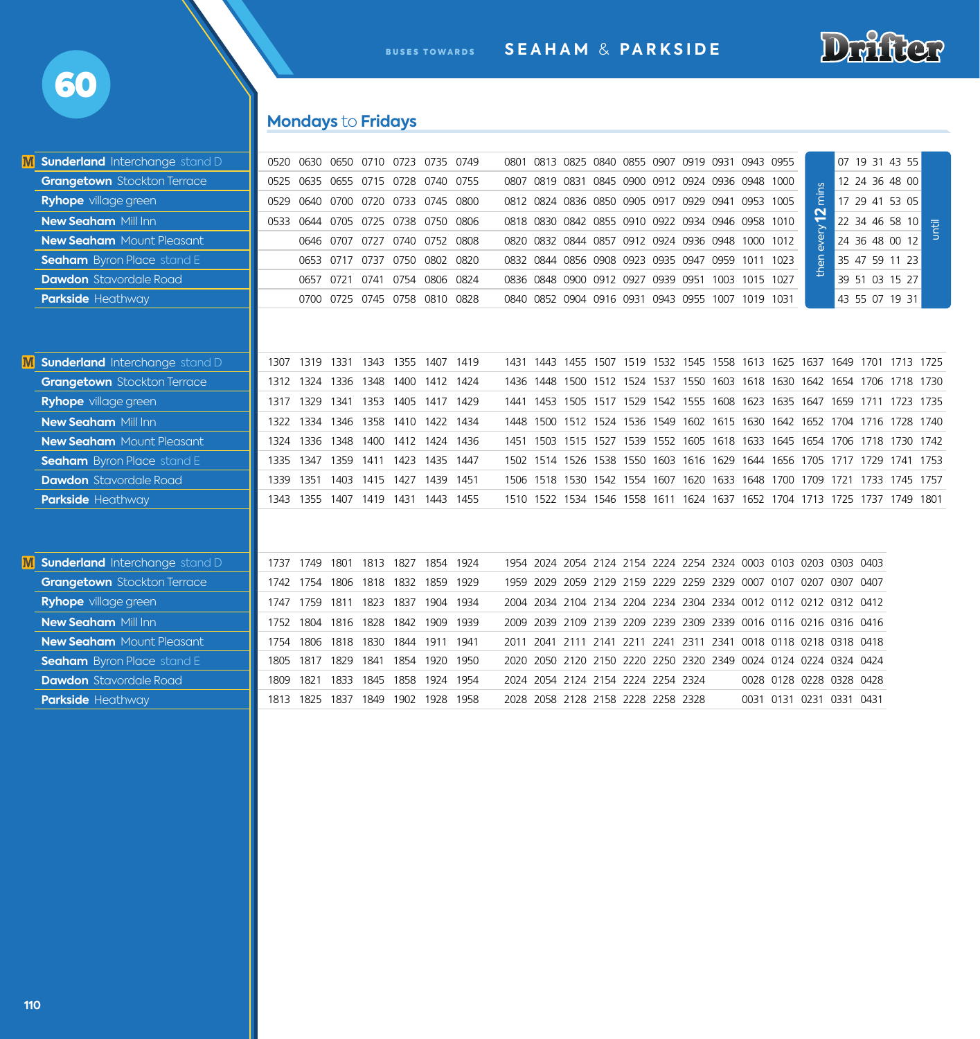# 60

BUSES TOWARDS **SEAHAM & PARKSIDE**

Drifter

## Mondays to Fridays

| Stop | | | | | | | | | | | | | | | | | | | | | | | | |
|---|---|---|---|---|---|---|---|---|---|---|---|---|---|---|---|---|---|---|---|---|---|---|---|---|
| Ⓜ **Sunderland** Interchange stand D | 0520 | 0630 | 0650 | 0710 | 0723 | 0735 | 0749 | 0801 | 0813 | 0825 | 0840 | 0855 | 0907 | 0919 | 0931 | 0943 | 0955 | then every 12 mins | 07 | 19 | 31 | 43 | 55 | until |
| **Grangetown** Stockton Terrace | 0525 | 0635 | 0655 | 0715 | 0728 | 0740 | 0755 | 0807 | 0819 | 0831 | 0845 | 0900 | 0912 | 0924 | 0936 | 0948 | 1000 | | 12 | 24 | 36 | 48 | 00 | |
| **Ryhope** village green | 0529 | 0640 | 0700 | 0720 | 0733 | 0745 | 0800 | 0812 | 0824 | 0836 | 0850 | 0905 | 0917 | 0929 | 0941 | 0953 | 1005 | | 17 | 29 | 41 | 53 | 05 | |
| **New Seaham** Mill Inn | 0533 | 0644 | 0705 | 0725 | 0738 | 0750 | 0806 | 0818 | 0830 | 0842 | 0855 | 0910 | 0922 | 0934 | 0946 | 0958 | 1010 | | 22 | 34 | 46 | 58 | 10 | |
| **New Seaham** Mount Pleasant | | 0646 | 0707 | 0727 | 0740 | 0752 | 0808 | 0820 | 0832 | 0844 | 0857 | 0912 | 0924 | 0936 | 0948 | 1000 | 1012 | | 24 | 36 | 48 | 00 | 12 | |
| **Seaham** Byron Place stand E | | 0653 | 0717 | 0737 | 0750 | 0802 | 0820 | 0832 | 0844 | 0856 | 0908 | 0923 | 0935 | 0947 | 0959 | 1011 | 1023 | | 35 | 47 | 59 | 11 | 23 | |
| **Dawdon** Stavordale Road | | 0657 | 0721 | 0741 | 0754 | 0806 | 0824 | 0836 | 0848 | 0900 | 0912 | 0927 | 0939 | 0951 | 1003 | 1015 | 1027 | | 39 | 51 | 03 | 15 | 27 | |
| **Parkside** Heathway | | 0700 | 0725 | 0745 | 0758 | 0810 | 0828 | 0840 | 0852 | 0904 | 0916 | 0931 | 0943 | 0955 | 1007 | 1019 | 1031 | | 43 | 55 | 07 | 19 | 31 | |

| Stop | | | | | | | | | | | | | | | | | | | | | |
|---|---|---|---|---|---|---|---|---|---|---|---|---|---|---|---|---|---|---|---|---|---|
| Ⓜ **Sunderland** Interchange stand D | 1307 | 1319 | 1331 | 1343 | 1355 | 1407 | 1419 | 1431 | 1443 | 1455 | 1507 | 1519 | 1532 | 1545 | 1558 | 1613 | 1625 | 1637 | 1649 | 1701 | 1713 | 1725 |
| **Grangetown** Stockton Terrace | 1312 | 1324 | 1336 | 1348 | 1400 | 1412 | 1424 | 1436 | 1448 | 1500 | 1512 | 1524 | 1537 | 1550 | 1603 | 1618 | 1630 | 1642 | 1654 | 1706 | 1718 | 1730 |
| **Ryhope** village green | 1317 | 1329 | 1341 | 1353 | 1405 | 1417 | 1429 | 1441 | 1453 | 1505 | 1517 | 1529 | 1542 | 1555 | 1608 | 1623 | 1635 | 1647 | 1659 | 1711 | 1723 | 1735 |
| **New Seaham** Mill Inn | 1322 | 1334 | 1346 | 1358 | 1410 | 1422 | 1434 | 1448 | 1500 | 1512 | 1524 | 1536 | 1549 | 1602 | 1615 | 1630 | 1642 | 1652 | 1704 | 1716 | 1728 | 1740 |
| **New Seaham** Mount Pleasant | 1324 | 1336 | 1348 | 1400 | 1412 | 1424 | 1436 | 1451 | 1503 | 1515 | 1527 | 1539 | 1552 | 1605 | 1618 | 1633 | 1645 | 1654 | 1706 | 1718 | 1730 | 1742 |
| **Seaham** Byron Place stand E | 1335 | 1347 | 1359 | 1411 | 1423 | 1435 | 1447 | 1502 | 1514 | 1526 | 1538 | 1550 | 1603 | 1616 | 1629 | 1644 | 1656 | 1705 | 1717 | 1729 | 1741 | 1753 |
| **Dawdon** Stavordale Road | 1339 | 1351 | 1403 | 1415 | 1427 | 1439 | 1451 | 1506 | 1518 | 1530 | 1542 | 1554 | 1607 | 1620 | 1633 | 1648 | 1700 | 1709 | 1721 | 1733 | 1745 | 1757 |
| **Parkside** Heathway | 1343 | 1355 | 1407 | 1419 | 1431 | 1443 | 1455 | 1510 | 1522 | 1534 | 1546 | 1558 | 1611 | 1624 | 1637 | 1652 | 1704 | 1713 | 1725 | 1737 | 1749 | 1801 |

| Stop | | | | | | | | | | | | | | | | | | | | |
|---|---|---|---|---|---|---|---|---|---|---|---|---|---|---|---|---|---|---|---|---|
| Ⓜ **Sunderland** Interchange stand D | 1737 | 1749 | 1801 | 1813 | 1827 | 1854 | 1924 | 1954 | 2024 | 2054 | 2124 | 2154 | 2224 | 2254 | 2324 | 0003 | 0103 | 0203 | 0303 | 0403 |
| **Grangetown** Stockton Terrace | 1742 | 1754 | 1806 | 1818 | 1832 | 1859 | 1929 | 1959 | 2029 | 2059 | 2129 | 2159 | 2229 | 2259 | 2329 | 0007 | 0107 | 0207 | 0307 | 0407 |
| **Ryhope** village green | 1747 | 1759 | 1811 | 1823 | 1837 | 1904 | 1934 | 2004 | 2034 | 2104 | 2134 | 2204 | 2234 | 2304 | 2334 | 0012 | 0112 | 0212 | 0312 | 0412 |
| **New Seaham** Mill Inn | 1752 | 1804 | 1816 | 1828 | 1842 | 1909 | 1939 | 2009 | 2039 | 2109 | 2139 | 2209 | 2239 | 2309 | 2339 | 0016 | 0116 | 0216 | 0316 | 0416 |
| **New Seaham** Mount Pleasant | 1754 | 1806 | 1818 | 1830 | 1844 | 1911 | 1941 | 2011 | 2041 | 2111 | 2141 | 2211 | 2241 | 2311 | 2341 | 0018 | 0118 | 0218 | 0318 | 0418 |
| **Seaham** Byron Place stand E | 1805 | 1817 | 1829 | 1841 | 1854 | 1920 | 1950 | 2020 | 2050 | 2120 | 2150 | 2220 | 2250 | 2320 | 2349 | 0024 | 0124 | 0224 | 0324 | 0424 |
| **Dawdon** Stavordale Road | 1809 | 1821 | 1833 | 1845 | 1858 | 1924 | 1954 | 2024 | 2054 | 2124 | 2154 | 2224 | 2254 | 2324 | | 0028 | 0128 | 0228 | 0328 | 0428 |
| **Parkside** Heathway | 1813 | 1825 | 1837 | 1849 | 1902 | 1928 | 1958 | 2028 | 2058 | 2128 | 2158 | 2228 | 2258 | 2328 | | 0031 | 0131 | 0231 | 0331 | 0431 |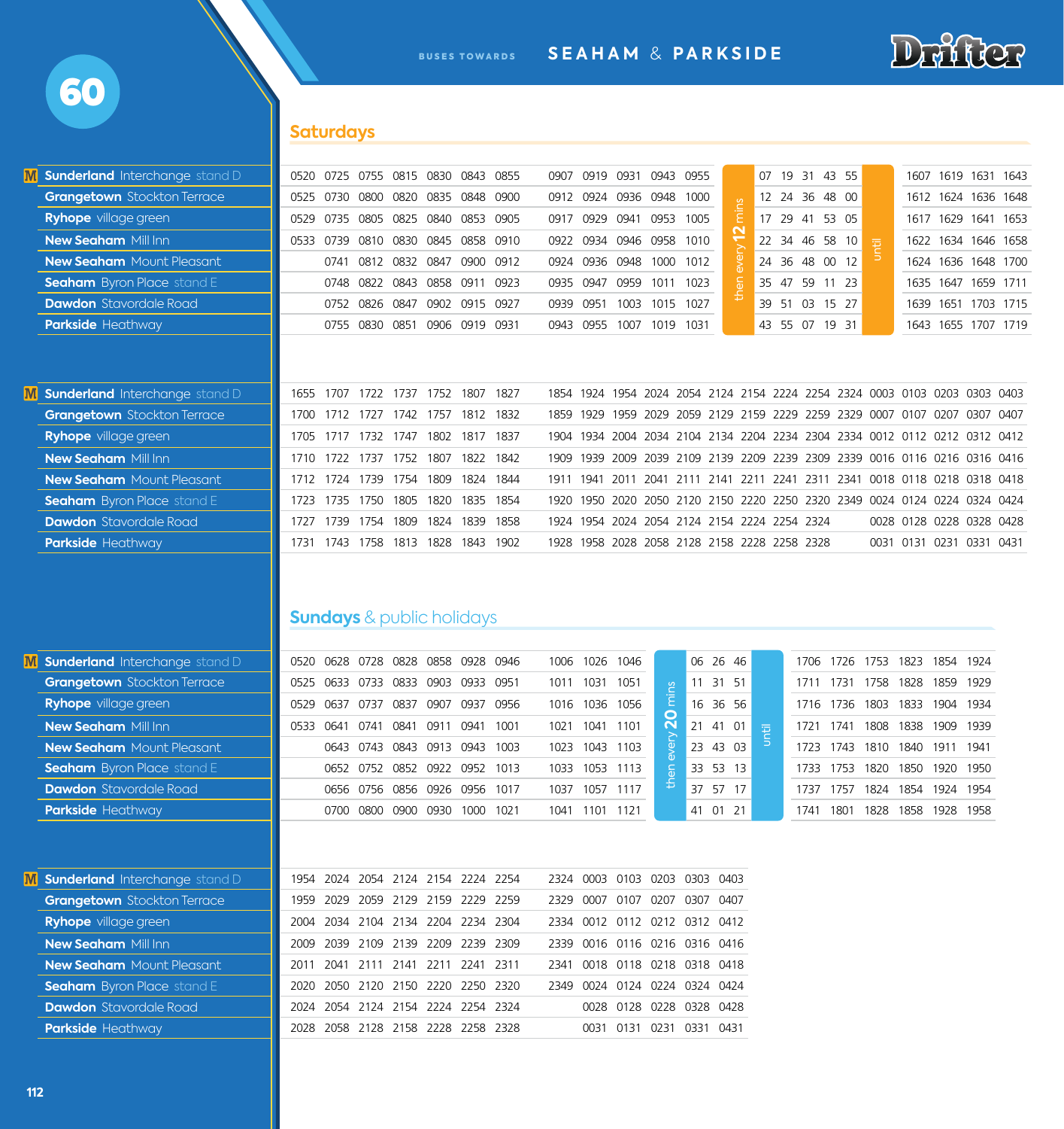# 60

BUSES TOWARDS **SEAHAM & PARKSIDE**

Drifter

## Saturdays

| | | | | | | | | | | | | | | | | | | | | | | | |
|---|---|---|---|---|---|---|---|---|---|---|---|---|---|---|---|---|---|---|---|---|---|---|---|
| Ⓜ **Sunderland** Interchange stand D | 0520 | 0725 | 0755 | 0815 | 0830 | 0843 | 0855 | 0907 | 0919 | 0931 | 0943 | 0955 | then every 12 mins | 07 | 19 | 31 | 43 | 55 | until | 1607 | 1619 | 1631 | 1643 |
| **Grangetown** Stockton Terrace | 0525 | 0730 | 0800 | 0820 | 0835 | 0848 | 0900 | 0912 | 0924 | 0936 | 0948 | 1000 | | 12 | 24 | 36 | 48 | 00 | | 1612 | 1624 | 1636 | 1648 |
| **Ryhope** village green | 0529 | 0735 | 0805 | 0825 | 0840 | 0853 | 0905 | 0917 | 0929 | 0941 | 0953 | 1005 | | 17 | 29 | 41 | 53 | 05 | | 1617 | 1629 | 1641 | 1653 |
| **New Seaham** Mill Inn | 0533 | 0739 | 0810 | 0830 | 0845 | 0858 | 0910 | 0922 | 0934 | 0946 | 0958 | 1010 | | 22 | 34 | 46 | 58 | 10 | | 1622 | 1634 | 1646 | 1658 |
| **New Seaham** Mount Pleasant | | 0741 | 0812 | 0832 | 0847 | 0900 | 0912 | 0924 | 0936 | 0948 | 1000 | 1012 | | 24 | 36 | 48 | 00 | 12 | | 1624 | 1636 | 1648 | 1700 |
| **Seaham** Byron Place stand E | | 0748 | 0822 | 0843 | 0858 | 0911 | 0923 | 0935 | 0947 | 0959 | 1011 | 1023 | | 35 | 47 | 59 | 11 | 23 | | 1635 | 1647 | 1659 | 1711 |
| **Dawdon** Stavordale Road | | 0752 | 0826 | 0847 | 0902 | 0915 | 0927 | 0939 | 0951 | 1003 | 1015 | 1027 | | 39 | 51 | 03 | 15 | 27 | | 1639 | 1651 | 1703 | 1715 |
| **Parkside** Heathway | | 0755 | 0830 | 0851 | 0906 | 0919 | 0931 | 0943 | 0955 | 1007 | 1019 | 1031 | | 43 | 55 | 07 | 19 | 31 | | 1643 | 1655 | 1707 | 1719 |

| | | | | | | | | | | | | | | | | | | | | | |
|---|---|---|---|---|---|---|---|---|---|---|---|---|---|---|---|---|---|---|---|---|---|
| Ⓜ **Sunderland** Interchange stand D | 1655 | 1707 | 1722 | 1737 | 1752 | 1807 | 1827 | 1854 | 1924 | 1954 | 2024 | 2054 | 2124 | 2154 | 2224 | 2254 | 2324 | 0003 | 0103 | 0203 | 0303 | 0403 |
| **Grangetown** Stockton Terrace | 1700 | 1712 | 1727 | 1742 | 1757 | 1812 | 1832 | 1859 | 1929 | 1959 | 2029 | 2059 | 2129 | 2159 | 2229 | 2259 | 2329 | 0007 | 0107 | 0207 | 0307 | 0407 |
| **Ryhope** village green | 1705 | 1717 | 1732 | 1747 | 1802 | 1817 | 1837 | 1904 | 1934 | 2004 | 2034 | 2104 | 2134 | 2204 | 2234 | 2304 | 2334 | 0012 | 0112 | 0212 | 0312 | 0412 |
| **New Seaham** Mill Inn | 1710 | 1722 | 1737 | 1752 | 1807 | 1822 | 1842 | 1909 | 1939 | 2009 | 2039 | 2109 | 2139 | 2209 | 2239 | 2309 | 2339 | 0016 | 0116 | 0216 | 0316 | 0416 |
| **New Seaham** Mount Pleasant | 1712 | 1724 | 1739 | 1754 | 1809 | 1824 | 1844 | 1911 | 1941 | 2011 | 2041 | 2111 | 2141 | 2211 | 2241 | 2311 | 2341 | 0018 | 0118 | 0218 | 0318 | 0418 |
| **Seaham** Byron Place stand E | 1723 | 1735 | 1750 | 1805 | 1820 | 1835 | 1854 | 1920 | 1950 | 2020 | 2050 | 2120 | 2150 | 2220 | 2250 | 2320 | 2349 | 0024 | 0124 | 0224 | 0324 | 0424 |
| **Dawdon** Stavordale Road | 1727 | 1739 | 1754 | 1809 | 1824 | 1839 | 1858 | 1924 | 1954 | 2024 | 2054 | 2124 | 2154 | 2224 | 2254 | 2324 | | 0028 | 0128 | 0228 | 0328 | 0428 |
| **Parkside** Heathway | 1731 | 1743 | 1758 | 1813 | 1828 | 1843 | 1902 | 1928 | 1958 | 2028 | 2058 | 2128 | 2158 | 2228 | 2258 | 2328 | | 0031 | 0131 | 0231 | 0331 | 0431 |

## Sundays & public holidays

| | | | | | | | | | | | | | | | | | | | | | |
|---|---|---|---|---|---|---|---|---|---|---|---|---|---|---|---|---|---|---|---|---|---|
| Ⓜ **Sunderland** Interchange stand D | 0520 | 0628 | 0728 | 0828 | 0858 | 0928 | 0946 | 1006 | 1026 | 1046 | then every 20 mins | 06 | 26 | 46 | until | 1706 | 1726 | 1753 | 1823 | 1854 | 1924 |
| **Grangetown** Stockton Terrace | 0525 | 0633 | 0733 | 0833 | 0903 | 0933 | 0951 | 1011 | 1031 | 1051 | | 11 | 31 | 51 | | 1711 | 1731 | 1758 | 1828 | 1859 | 1929 |
| **Ryhope** village green | 0529 | 0637 | 0737 | 0837 | 0907 | 0937 | 0956 | 1016 | 1036 | 1056 | | 16 | 36 | 56 | | 1716 | 1736 | 1803 | 1833 | 1904 | 1934 |
| **New Seaham** Mill Inn | 0533 | 0641 | 0741 | 0841 | 0911 | 0941 | 1001 | 1021 | 1041 | 1101 | | 21 | 41 | 01 | | 1721 | 1741 | 1808 | 1838 | 1909 | 1939 |
| **New Seaham** Mount Pleasant | | 0643 | 0743 | 0843 | 0913 | 0943 | 1003 | 1023 | 1043 | 1103 | | 23 | 43 | 03 | | 1723 | 1743 | 1810 | 1840 | 1911 | 1941 |
| **Seaham** Byron Place stand E | | 0652 | 0752 | 0852 | 0922 | 0952 | 1013 | 1033 | 1053 | 1113 | | 33 | 53 | 13 | | 1733 | 1753 | 1820 | 1850 | 1920 | 1950 |
| **Dawdon** Stavordale Road | | 0656 | 0756 | 0856 | 0926 | 0956 | 1017 | 1037 | 1057 | 1117 | | 37 | 57 | 17 | | 1737 | 1757 | 1824 | 1854 | 1924 | 1954 |
| **Parkside** Heathway | | 0700 | 0800 | 0900 | 0930 | 1000 | 1021 | 1041 | 1101 | 1121 | | 41 | 01 | 21 | | 1741 | 1801 | 1828 | 1858 | 1928 | 1958 |

| | | | | | | | | | | | | |
|---|---|---|---|---|---|---|---|---|---|---|---|---|
| Ⓜ **Sunderland** Interchange stand D | 1954 | 2024 | 2054 | 2124 | 2154 | 2224 | 2254 | 2324 | 0003 | 0103 | 0203 | 0303 | 0403 |
| **Grangetown** Stockton Terrace | 1959 | 2029 | 2059 | 2129 | 2159 | 2229 | 2259 | 2329 | 0007 | 0107 | 0207 | 0307 | 0407 |
| **Ryhope** village green | 2004 | 2034 | 2104 | 2134 | 2204 | 2234 | 2304 | 2334 | 0012 | 0112 | 0212 | 0312 | 0412 |
| **New Seaham** Mill Inn | 2009 | 2039 | 2109 | 2139 | 2209 | 2239 | 2309 | 2339 | 0016 | 0116 | 0216 | 0316 | 0416 |
| **New Seaham** Mount Pleasant | 2011 | 2041 | 2111 | 2141 | 2211 | 2241 | 2311 | 2341 | 0018 | 0118 | 0218 | 0318 | 0418 |
| **Seaham** Byron Place stand E | 2020 | 2050 | 2120 | 2150 | 2220 | 2250 | 2320 | 2349 | 0024 | 0124 | 0224 | 0324 | 0424 |
| **Dawdon** Stavordale Road | 2024 | 2054 | 2124 | 2154 | 2224 | 2254 | 2324 | | 0028 | 0128 | 0228 | 0328 | 0428 |
| **Parkside** Heathway | 2028 | 2058 | 2128 | 2158 | 2228 | 2258 | 2328 | | 0031 | 0131 | 0231 | 0331 | 0431 |